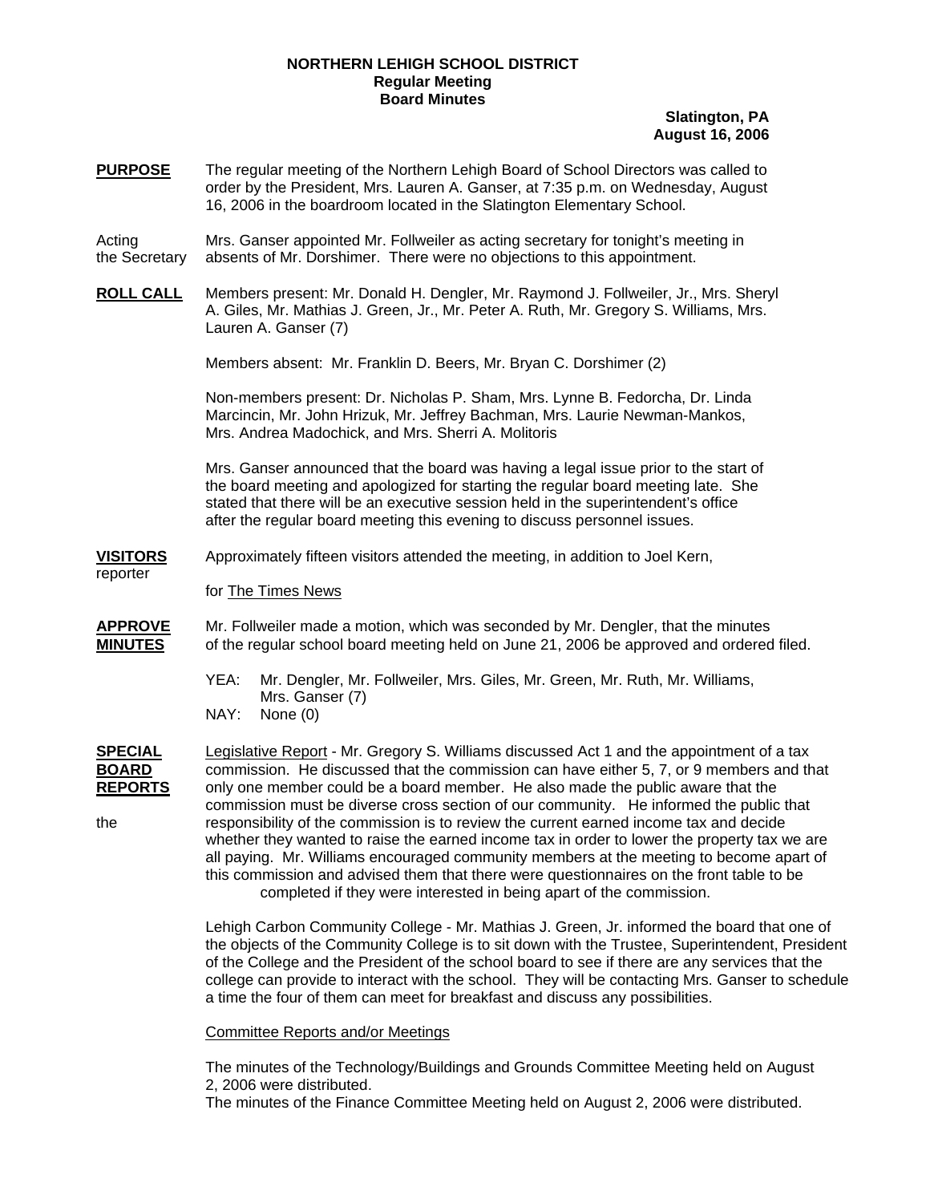**NORTHERN LEHIGH SCHOOL DISTRICT**
**Regular Meeting**
**Board Minutes**

**Slatington, PA**
**August 16, 2006**

**PURPOSE** The regular meeting of the Northern Lehigh Board of School Directors was called to order by the President, Mrs. Lauren A. Ganser, at 7:35 p.m. on Wednesday, August 16, 2006 in the boardroom located in the Slatington Elementary School.

Acting the Secretary Mrs. Ganser appointed Mr. Follweiler as acting secretary for tonight's meeting in absents of Mr. Dorshimer. There were no objections to this appointment.

**ROLL CALL** Members present: Mr. Donald H. Dengler, Mr. Raymond J. Follweiler, Jr., Mrs. Sheryl A. Giles, Mr. Mathias J. Green, Jr., Mr. Peter A. Ruth, Mr. Gregory S. Williams, Mrs. Lauren A. Ganser (7)

Members absent: Mr. Franklin D. Beers, Mr. Bryan C. Dorshimer (2)

Non-members present: Dr. Nicholas P. Sham, Mrs. Lynne B. Fedorcha, Dr. Linda Marcincin, Mr. John Hrizuk, Mr. Jeffrey Bachman, Mrs. Laurie Newman-Mankos, Mrs. Andrea Madochick, and Mrs. Sherri A. Molitoris

Mrs. Ganser announced that the board was having a legal issue prior to the start of the board meeting and apologized for starting the regular board meeting late. She stated that there will be an executive session held in the superintendent's office after the regular board meeting this evening to discuss personnel issues.

**VISITORS** Approximately fifteen visitors attended the meeting, in addition to Joel Kern, reporter for The Times News

**APPROVE MINUTES** Mr. Follweiler made a motion, which was seconded by Mr. Dengler, that the minutes of the regular school board meeting held on June 21, 2006 be approved and ordered filed.

YEA: Mr. Dengler, Mr. Follweiler, Mrs. Giles, Mr. Green, Mr. Ruth, Mr. Williams, Mrs. Ganser (7)
NAY: None (0)

**SPECIAL BOARD REPORTS** Legislative Report - Mr. Gregory S. Williams discussed Act 1 and the appointment of a tax commission. He discussed that the commission can have either 5, 7, or 9 members and that only one member could be a board member. He also made the public aware that the commission must be diverse cross section of our community. He informed the public that the responsibility of the commission is to review the current earned income tax and decide whether they wanted to raise the earned income tax in order to lower the property tax we are all paying. Mr. Williams encouraged community members at the meeting to become apart of this commission and advised them that there were questionnaires on the front table to be completed if they were interested in being apart of the commission.

Lehigh Carbon Community College - Mr. Mathias J. Green, Jr. informed the board that one of the objects of the Community College is to sit down with the Trustee, Superintendent, President of the College and the President of the school board to see if there are any services that the college can provide to interact with the school. They will be contacting Mrs. Ganser to schedule a time the four of them can meet for breakfast and discuss any possibilities.

Committee Reports and/or Meetings

The minutes of the Technology/Buildings and Grounds Committee Meeting held on August 2, 2006 were distributed.
The minutes of the Finance Committee Meeting held on August 2, 2006 were distributed.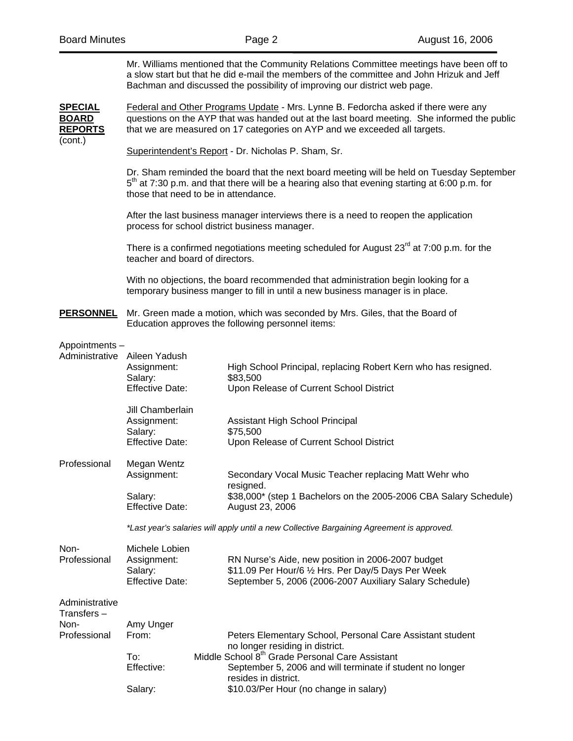Mr. Williams mentioned that the Community Relations Committee meetings have been off to a slow start but that he did e-mail the members of the committee and John Hrizuk and Jeff Bachman and discussed the possibility of improving our district web page.

**SPECIAL BOARD REPORTS** (cont.)

Federal and Other Programs Update - Mrs. Lynne B. Fedorcha asked if there were any questions on the AYP that was handed out at the last board meeting. She informed the public that we are measured on 17 categories on AYP and we exceeded all targets.

Superintendent's Report - Dr. Nicholas P. Sham, Sr.

Dr. Sham reminded the board that the next board meeting will be held on Tuesday September 5th at 7:30 p.m. and that there will be a hearing also that evening starting at 6:00 p.m. for those that need to be in attendance.

After the last business manager interviews there is a need to reopen the application process for school district business manager.

There is a confirmed negotiations meeting scheduled for August 23rd at 7:00 p.m. for the teacher and board of directors.

With no objections, the board recommended that administration begin looking for a temporary business manger to fill in until a new business manager is in place.

**PERSONNEL** Mr. Green made a motion, which was seconded by Mrs. Giles, that the Board of Education approves the following personnel items:

Appointments – Administrative

Aileen Yadush
- Assignment: High School Principal, replacing Robert Kern who has resigned.
- Salary: $83,500
- Effective Date: Upon Release of Current School District

Jill Chamberlain
- Assignment: Assistant High School Principal
- Salary: $75,500
- Effective Date: Upon Release of Current School District

Professional

Megan Wentz
- Assignment: Secondary Vocal Music Teacher replacing Matt Wehr who resigned.
- Salary: $38,000* (step 1 Bachelors on the 2005-2006 CBA Salary Schedule)
- Effective Date: August 23, 2006

*\*Last year's salaries will apply until a new Collective Bargaining Agreement is approved.*

Non-Professional

Michele Lobien
- Assignment: RN Nurse's Aide, new position in 2006-2007 budget
- Salary: $11.09 Per Hour/6 ½ Hrs. Per Day/5 Days Per Week
- Effective Date: September 5, 2006 (2006-2007 Auxiliary Salary Schedule)

Administrative Transfers – Non-Professional

Amy Unger
- From: Peters Elementary School, Personal Care Assistant student no longer residing in district.
- To: Middle School 8th Grade Personal Care Assistant
- Effective: September 5, 2006 and will terminate if student no longer resides in district.
- Salary: $10.03/Per Hour (no change in salary)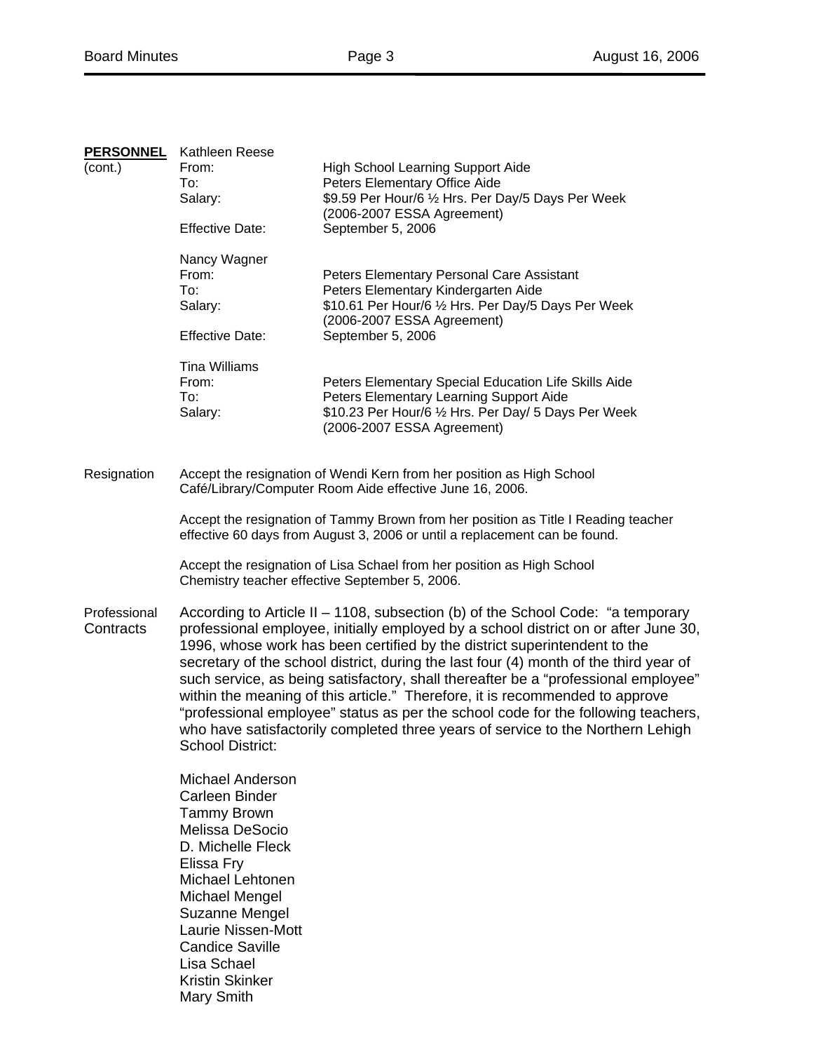**PERSONNEL** (cont.)

Kathleen Reese

| | |
|---|---|
| From: | High School Learning Support Aide |
| To: | Peters Elementary Office Aide |
| Salary: | $9.59 Per Hour/6 ½ Hrs. Per Day/5 Days Per Week (2006-2007 ESSA Agreement) |
| Effective Date: | September 5, 2006 |

Nancy Wagner

| | |
|---|---|
| From: | Peters Elementary Personal Care Assistant |
| To: | Peters Elementary Kindergarten Aide |
| Salary: | $10.61 Per Hour/6 ½ Hrs. Per Day/5 Days Per Week (2006-2007 ESSA Agreement) |
| Effective Date: | September 5, 2006 |

Tina Williams

| | |
|---|---|
| From: | Peters Elementary Special Education Life Skills Aide |
| To: | Peters Elementary Learning Support Aide |
| Salary: | $10.23 Per Hour/6 ½ Hrs. Per Day/ 5 Days Per Week (2006-2007 ESSA Agreement) |

Resignation

Accept the resignation of Wendi Kern from her position as High School Café/Library/Computer Room Aide effective June 16, 2006.

Accept the resignation of Tammy Brown from her position as Title I Reading teacher effective 60 days from August 3, 2006 or until a replacement can be found.

Accept the resignation of Lisa Schael from her position as High School Chemistry teacher effective September 5, 2006.

Professional Contracts

According to Article II – 1108, subsection (b) of the School Code: "a temporary professional employee, initially employed by a school district on or after June 30, 1996, whose work has been certified by the district superintendent to the secretary of the school district, during the last four (4) month of the third year of such service, as being satisfactory, shall thereafter be a "professional employee" within the meaning of this article." Therefore, it is recommended to approve "professional employee" status as per the school code for the following teachers, who have satisfactorily completed three years of service to the Northern Lehigh School District:

Michael Anderson
Carleen Binder
Tammy Brown
Melissa DeSocio
D. Michelle Fleck
Elissa Fry
Michael Lehtonen
Michael Mengel
Suzanne Mengel
Laurie Nissen-Mott
Candice Saville
Lisa Schael
Kristin Skinker
Mary Smith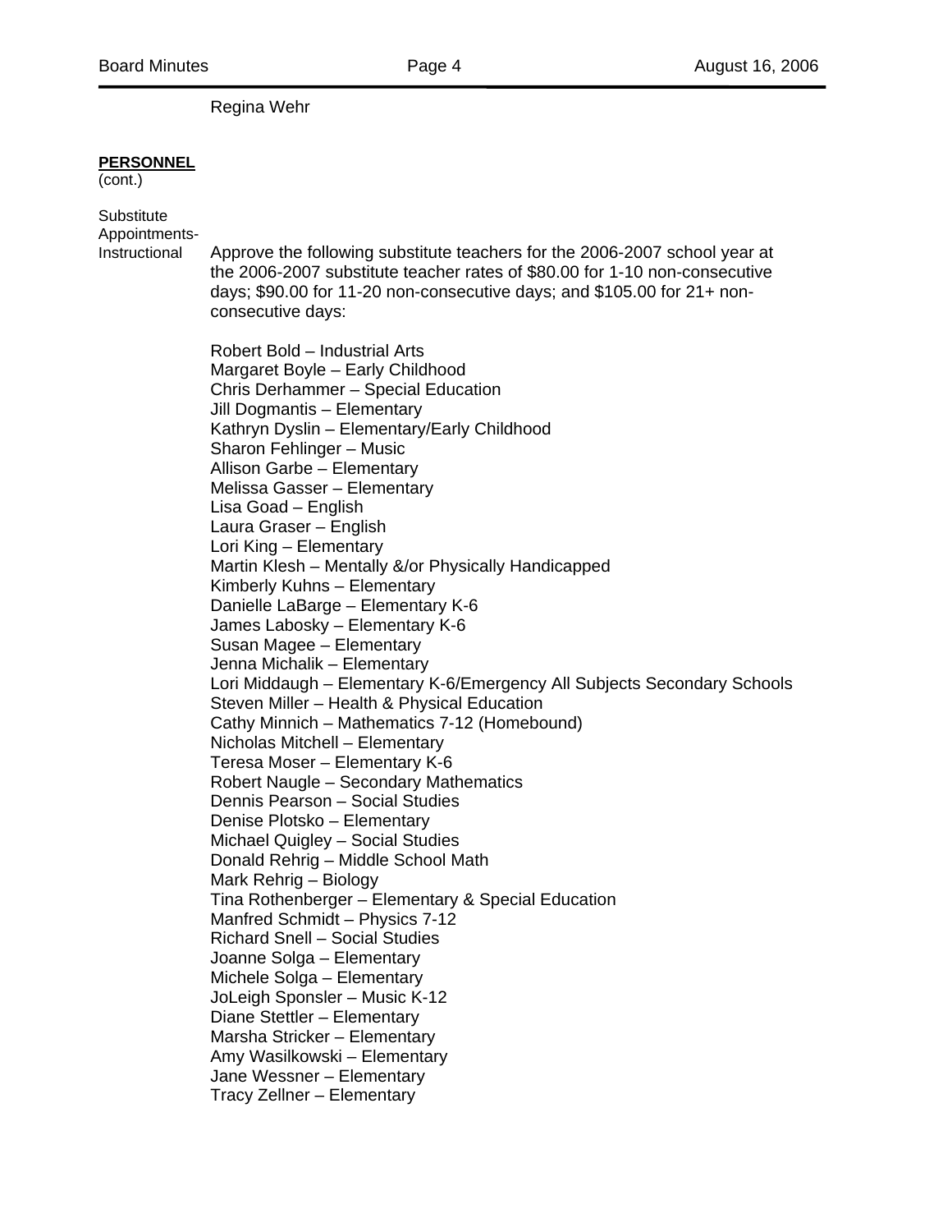Regina Wehr

**PERSONNEL**
(cont.)

Substitute Appointments- Instructional

Approve the following substitute teachers for the 2006-2007 school year at the 2006-2007 substitute teacher rates of $80.00 for 1-10 non-consecutive days; $90.00 for 11-20 non-consecutive days; and $105.00 for 21+ non-consecutive days:

Robert Bold – Industrial Arts
Margaret Boyle – Early Childhood
Chris Derhammer – Special Education
Jill Dogmantis – Elementary
Kathryn Dyslin – Elementary/Early Childhood
Sharon Fehlinger – Music
Allison Garbe – Elementary
Melissa Gasser – Elementary
Lisa Goad – English
Laura Graser – English
Lori King – Elementary
Martin Klesh – Mentally &/or Physically Handicapped
Kimberly Kuhns – Elementary
Danielle LaBarge – Elementary K-6
James Labosky – Elementary K-6
Susan Magee – Elementary
Jenna Michalik – Elementary
Lori Middaugh – Elementary K-6/Emergency All Subjects Secondary Schools
Steven Miller – Health & Physical Education
Cathy Minnich – Mathematics 7-12 (Homebound)
Nicholas Mitchell – Elementary
Teresa Moser – Elementary K-6
Robert Naugle – Secondary Mathematics
Dennis Pearson – Social Studies
Denise Plotsko – Elementary
Michael Quigley – Social Studies
Donald Rehrig – Middle School Math
Mark Rehrig – Biology
Tina Rothenberger – Elementary & Special Education
Manfred Schmidt – Physics 7-12
Richard Snell – Social Studies
Joanne Solga – Elementary
Michele Solga – Elementary
JoLeigh Sponsler – Music K-12
Diane Stettler – Elementary
Marsha Stricker – Elementary
Amy Wasilkowski – Elementary
Jane Wessner – Elementary
Tracy Zellner – Elementary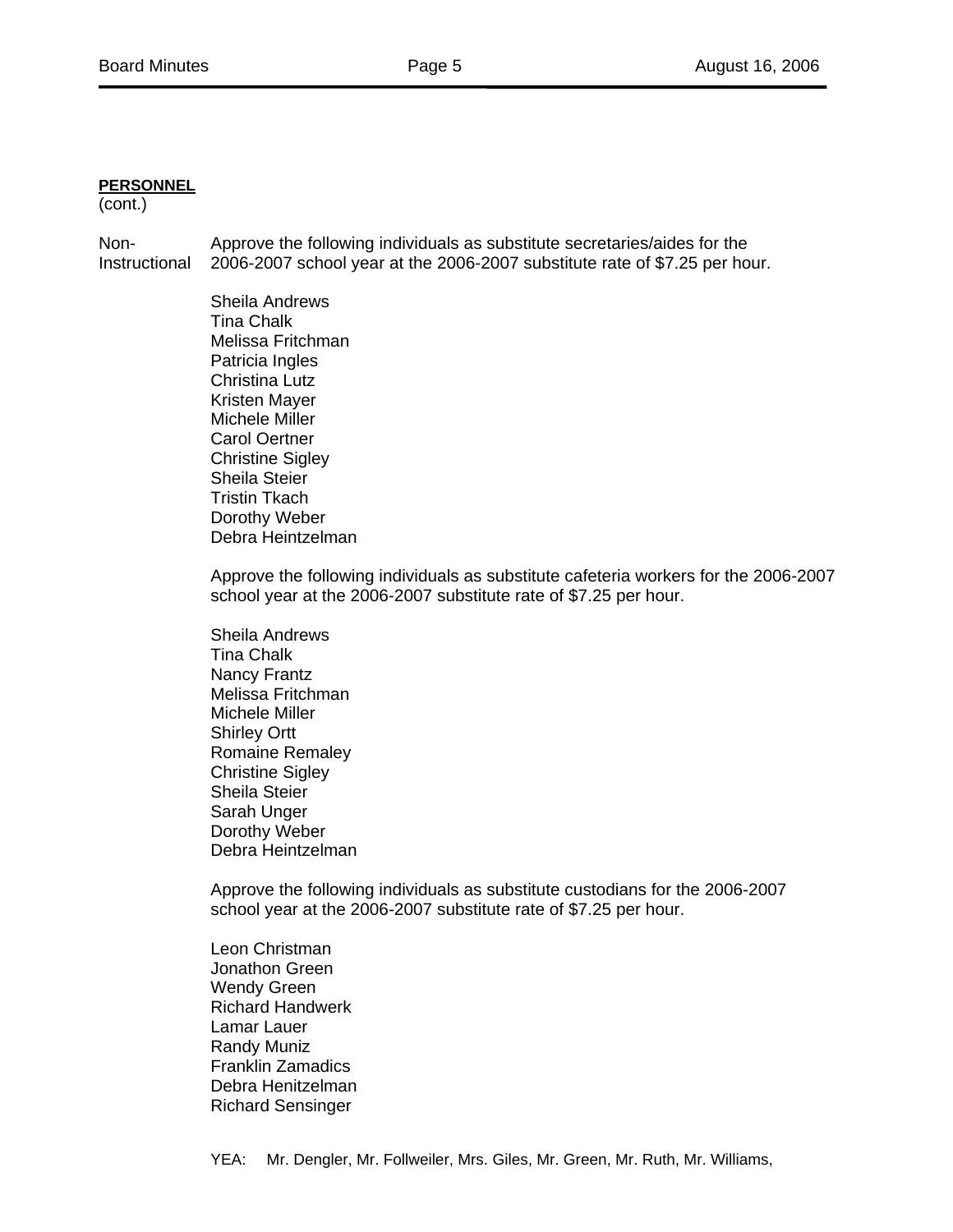**PERSONNEL**
(cont.)

Non-Instructional

Approve the following individuals as substitute secretaries/aides for the 2006-2007 school year at the 2006-2007 substitute rate of $7.25 per hour.

Sheila Andrews
Tina Chalk
Melissa Fritchman
Patricia Ingles
Christina Lutz
Kristen Mayer
Michele Miller
Carol Oertner
Christine Sigley
Sheila Steier
Tristin Tkach
Dorothy Weber
Debra Heintzelman

Approve the following individuals as substitute cafeteria workers for the 2006-2007 school year at the 2006-2007 substitute rate of $7.25 per hour.

Sheila Andrews
Tina Chalk
Nancy Frantz
Melissa Fritchman
Michele Miller
Shirley Ortt
Romaine Remaley
Christine Sigley
Sheila Steier
Sarah Unger
Dorothy Weber
Debra Heintzelman

Approve the following individuals as substitute custodians for the 2006-2007 school year at the 2006-2007 substitute rate of $7.25 per hour.

Leon Christman
Jonathon Green
Wendy Green
Richard Handwerk
Lamar Lauer
Randy Muniz
Franklin Zamadics
Debra Henitzelman
Richard Sensinger

YEA: Mr. Dengler, Mr. Follweiler, Mrs. Giles, Mr. Green, Mr. Ruth, Mr. Williams,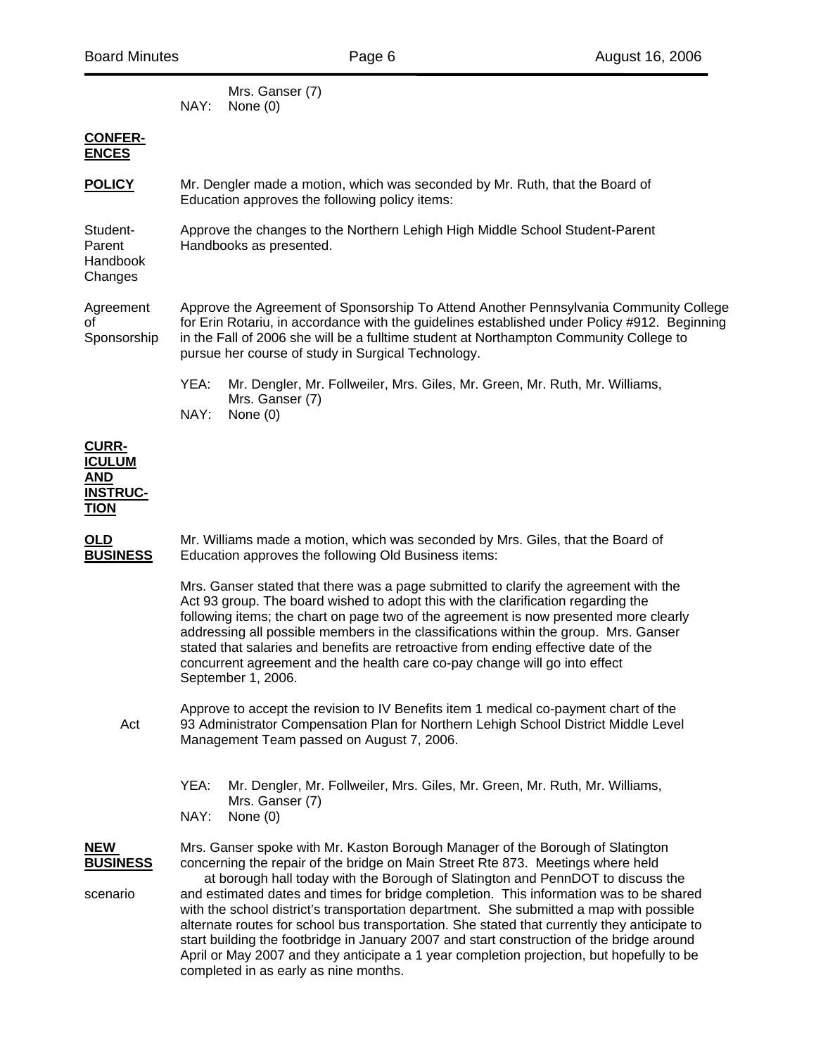Mrs. Ganser (7)
NAY: None (0)

**CONFERENCES**

**POLICY**

Mr. Dengler made a motion, which was seconded by Mr. Ruth, that the Board of Education approves the following policy items:

Student-Parent Handbook Changes

Approve the changes to the Northern Lehigh High Middle School Student-Parent Handbooks as presented.

Agreement of Sponsorship

Approve the Agreement of Sponsorship To Attend Another Pennsylvania Community College for Erin Rotariu, in accordance with the guidelines established under Policy #912. Beginning in the Fall of 2006 she will be a fulltime student at Northampton Community College to pursue her course of study in Surgical Technology.

YEA: Mr. Dengler, Mr. Follweiler, Mrs. Giles, Mr. Green, Mr. Ruth, Mr. Williams, Mrs. Ganser (7)
NAY: None (0)

**CURRICULUM AND INSTRUCTION**

**OLD BUSINESS**

Mr. Williams made a motion, which was seconded by Mrs. Giles, that the Board of Education approves the following Old Business items:

Mrs. Ganser stated that there was a page submitted to clarify the agreement with the Act 93 group. The board wished to adopt this with the clarification regarding the following items; the chart on page two of the agreement is now presented more clearly addressing all possible members in the classifications within the group. Mrs. Ganser stated that salaries and benefits are retroactive from ending effective date of the concurrent agreement and the health care co-pay change will go into effect September 1, 2006.

Act

Approve to accept the revision to IV Benefits item 1 medical co-payment chart of the 93 Administrator Compensation Plan for Northern Lehigh School District Middle Level Management Team passed on August 7, 2006.

YEA: Mr. Dengler, Mr. Follweiler, Mrs. Giles, Mr. Green, Mr. Ruth, Mr. Williams, Mrs. Ganser (7)
NAY: None (0)

**NEW BUSINESS**

scenario

Mrs. Ganser spoke with Mr. Kaston Borough Manager of the Borough of Slatington concerning the repair of the bridge on Main Street Rte 873. Meetings where held at borough hall today with the Borough of Slatington and PennDOT to discuss the and estimated dates and times for bridge completion. This information was to be shared with the school district's transportation department. She submitted a map with possible alternate routes for school bus transportation. She stated that currently they anticipate to start building the footbridge in January 2007 and start construction of the bridge around April or May 2007 and they anticipate a 1 year completion projection, but hopefully to be completed in as early as nine months.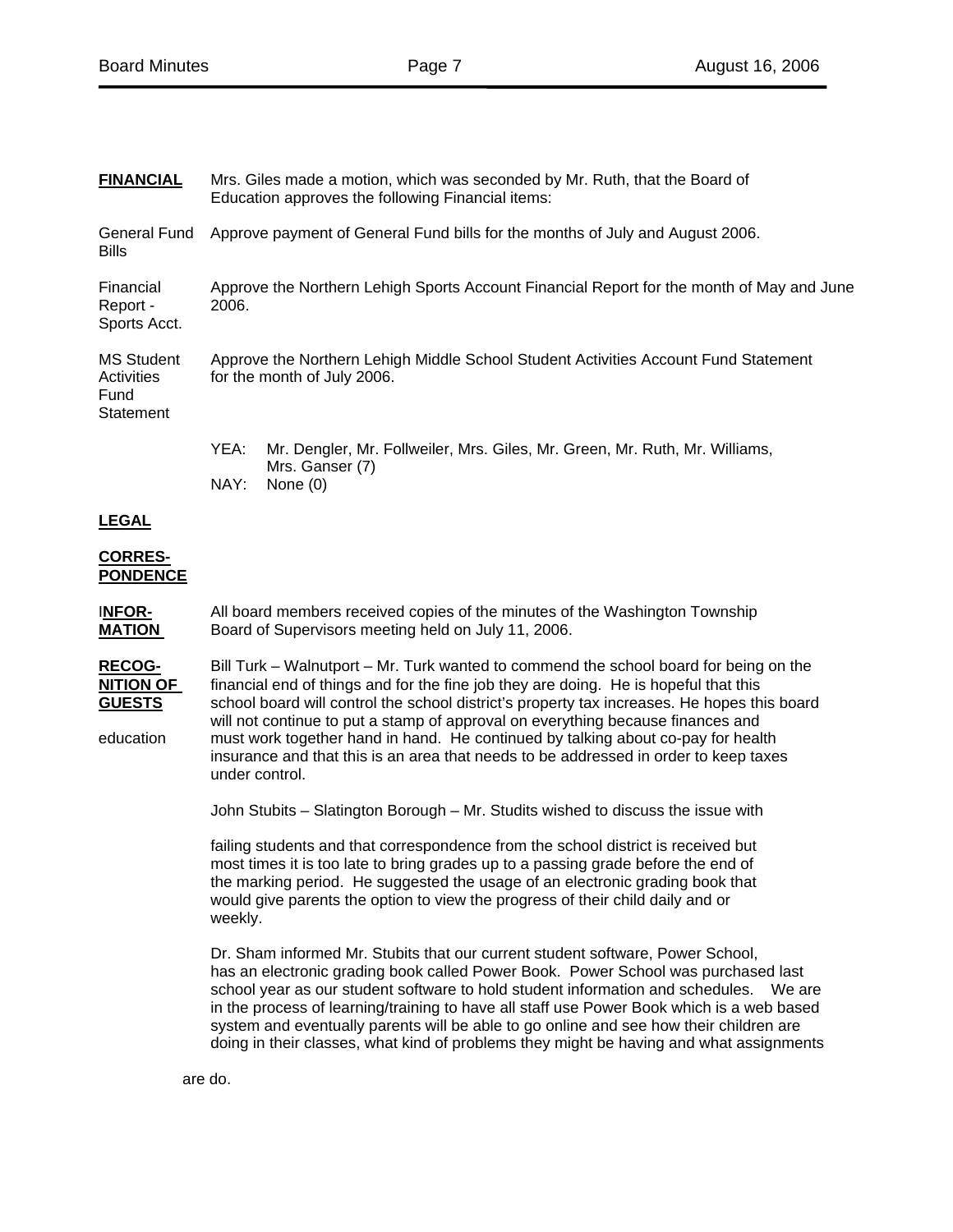**FINANCIAL** Mrs. Giles made a motion, which was seconded by Mr. Ruth, that the Board of Education approves the following Financial items:

General Fund Bills — Approve payment of General Fund bills for the months of July and August 2006.

Financial Report - Sports Acct. — Approve the Northern Lehigh Sports Account Financial Report for the month of May and June 2006.

MS Student Activities Fund Statement — Approve the Northern Lehigh Middle School Student Activities Account Fund Statement for the month of July 2006.

YEA: Mr. Dengler, Mr. Follweiler, Mrs. Giles, Mr. Green, Mr. Ruth, Mr. Williams, Mrs. Ganser (7)
NAY: None (0)

**LEGAL**

**CORRES-PONDENCE**

**INFOR-MATION** All board members received copies of the minutes of the Washington Township Board of Supervisors meeting held on July 11, 2006.

**RECOG-NITION OF GUESTS**

education

Bill Turk – Walnutport – Mr. Turk wanted to commend the school board for being on the financial end of things and for the fine job they are doing. He is hopeful that this school board will control the school district's property tax increases. He hopes this board will not continue to put a stamp of approval on everything because finances and education must work together hand in hand. He continued by talking about co-pay for health insurance and that this is an area that needs to be addressed in order to keep taxes under control.

John Stubits – Slatington Borough – Mr. Studits wished to discuss the issue with failing students and that correspondence from the school district is received but most times it is too late to bring grades up to a passing grade before the end of the marking period. He suggested the usage of an electronic grading book that would give parents the option to view the progress of their child daily and or weekly.

Dr. Sham informed Mr. Stubits that our current student software, Power School, has an electronic grading book called Power Book. Power School was purchased last school year as our student software to hold student information and schedules. We are in the process of learning/training to have all staff use Power Book which is a web based system and eventually parents will be able to go online and see how their children are doing in their classes, what kind of problems they might be having and what assignments are do.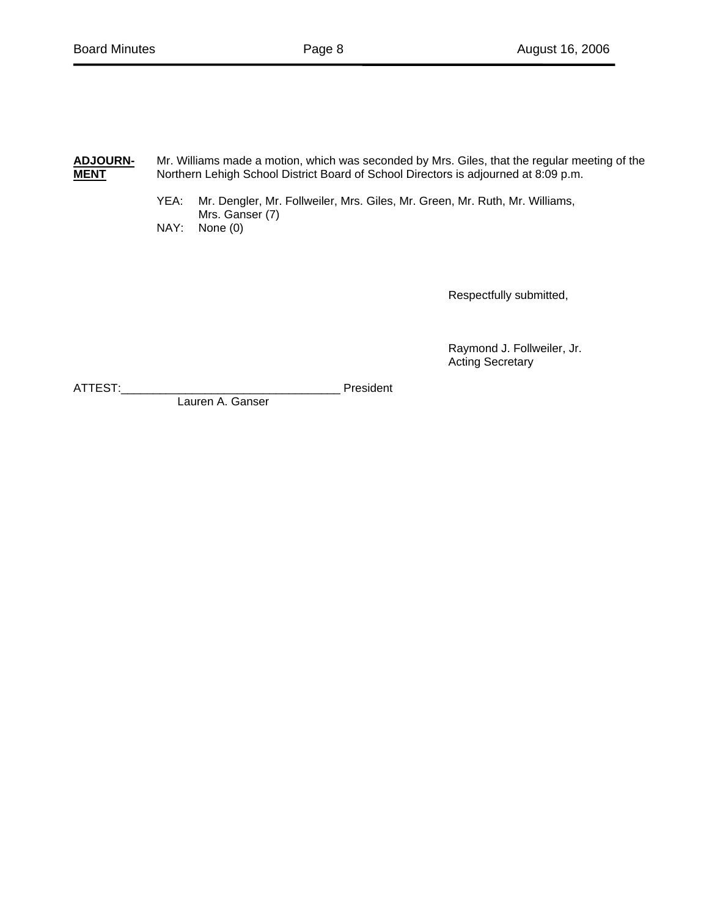**ADJOURNMENT** Mr. Williams made a motion, which was seconded by Mrs. Giles, that the regular meeting of the Northern Lehigh School District Board of School Directors is adjourned at 8:09 p.m.

YEA: Mr. Dengler, Mr. Follweiler, Mrs. Giles, Mr. Green, Mr. Ruth, Mr. Williams, Mrs. Ganser (7)
NAY: None (0)

Respectfully submitted,

Raymond J. Follweiler, Jr.
Acting Secretary

ATTEST:_________________________________ President
Lauren A. Ganser